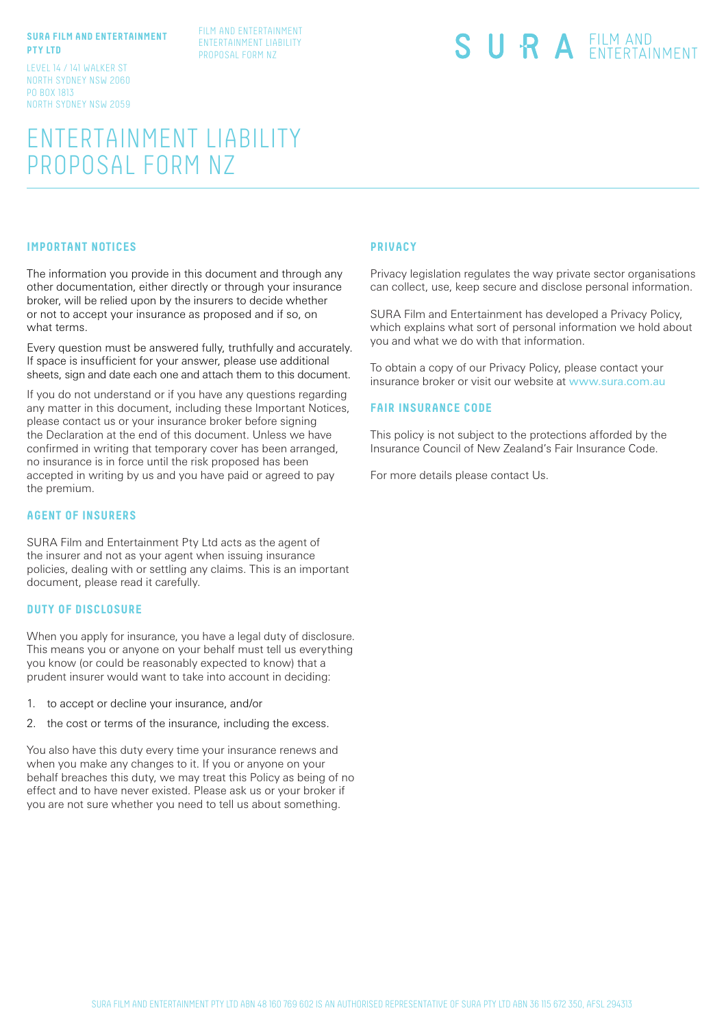**SURA FILM AND ENTERTAINMENT PTY LTD**

LEVEL 14 / 141 WALKER ST
NORTH SYDNEY NSW 2060
PO BOX 1813
NORTH SYDNEY NSW 2059

FILM AND ENTERTAINMENT
ENTERTAINMENT LIABILITY
PROPOSAL FORM NZ

SURA FILM AND ENTERTAINMENT

# ENTERTAINMENT LIABILITY PROPOSAL FORM NZ

## IMPORTANT NOTICES

The information you provide in this document and through any other documentation, either directly or through your insurance broker, will be relied upon by the insurers to decide whether or not to accept your insurance as proposed and if so, on what terms.

Every question must be answered fully, truthfully and accurately. If space is insufficient for your answer, please use additional sheets, sign and date each one and attach them to this document.

If you do not understand or if you have any questions regarding any matter in this document, including these Important Notices, please contact us or your insurance broker before signing the Declaration at the end of this document. Unless we have confirmed in writing that temporary cover has been arranged, no insurance is in force until the risk proposed has been accepted in writing by us and you have paid or agreed to pay the premium.

## AGENT OF INSURERS

SURA Film and Entertainment Pty Ltd acts as the agent of the insurer and not as your agent when issuing insurance policies, dealing with or settling any claims. This is an important document, please read it carefully.

## DUTY OF DISCLOSURE

When you apply for insurance, you have a legal duty of disclosure. This means you or anyone on your behalf must tell us everything you know (or could be reasonably expected to know) that a prudent insurer would want to take into account in deciding:

1. to accept or decline your insurance, and/or
2. the cost or terms of the insurance, including the excess.

You also have this duty every time your insurance renews and when you make any changes to it. If you or anyone on your behalf breaches this duty, we may treat this Policy as being of no effect and to have never existed. Please ask us or your broker if you are not sure whether you need to tell us about something.

## PRIVACY

Privacy legislation regulates the way private sector organisations can collect, use, keep secure and disclose personal information.

SURA Film and Entertainment has developed a Privacy Policy, which explains what sort of personal information we hold about you and what we do with that information.

To obtain a copy of our Privacy Policy, please contact your insurance broker or visit our website at www.sura.com.au

## FAIR INSURANCE CODE

This policy is not subject to the protections afforded by the Insurance Council of New Zealand's Fair Insurance Code.

For more details please contact Us.

SURA FILM AND ENTERTAINMENT PTY LTD ABN 48 160 769 602 IS AN AUTHORISED REPRESENTATIVE OF SURA PTY LTD ABN 36 115 672 350, AFSL 294313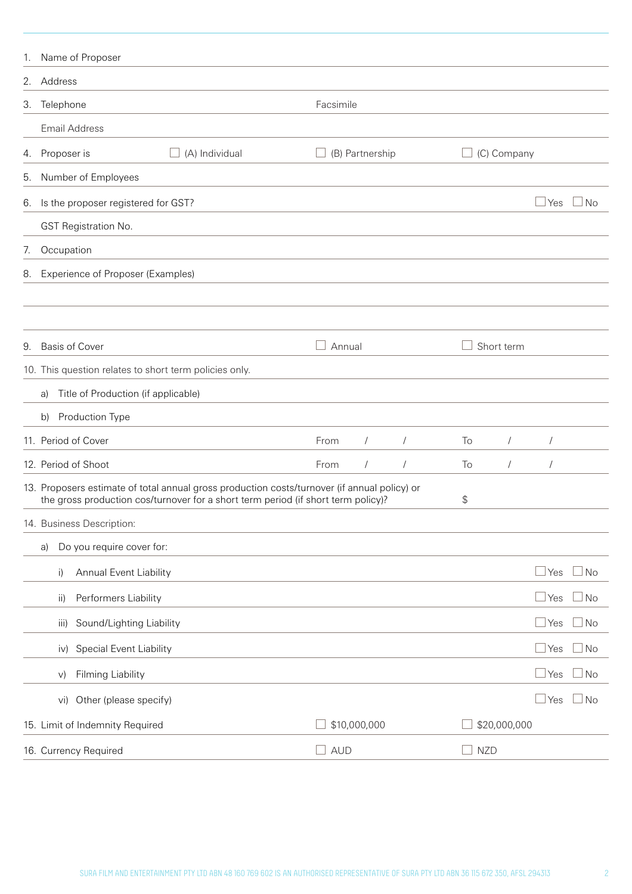1. Name of Proposer

2. Address

3. Telephone | Facsimile

   Email Address

4. Proposer is ☐ (A) Individual ☐ (B) Partnership ☐ (C) Company

5. Number of Employees

6. Is the proposer registered for GST? ☐ Yes ☐ No

   GST Registration No.

7. Occupation

8. Experience of Proposer (Examples)

9. Basis of Cover ☐ Annual ☐ Short term

10. This question relates to short term policies only.

    a) Title of Production (if applicable)

    b) Production Type

11. Period of Cover From / / To / /

12. Period of Shoot From / / To / /

13. Proposers estimate of total annual gross production costs/turnover (if annual policy) or the gross production cos/turnover for a short term period (if short term policy)? $

14. Business Description:

    a) Do you require cover for:

       i) Annual Event Liability ☐ Yes ☐ No

       ii) Performers Liability ☐ Yes ☐ No

       iii) Sound/Lighting Liability ☐ Yes ☐ No

       iv) Special Event Liability ☐ Yes ☐ No

       v) Filming Liability ☐ Yes ☐ No

       vi) Other (please specify) ☐ Yes ☐ No

15. Limit of Indemnity Required ☐ $10,000,000 ☐ $20,000,000

16. Currency Required ☐ AUD ☐ NZD

SURA FILM AND ENTERTAINMENT PTY LTD ABN 48 160 769 602 IS AN AUTHORISED REPRESENTATIVE OF SURA PTY LTD ABN 36 115 672 350, AFSL 294313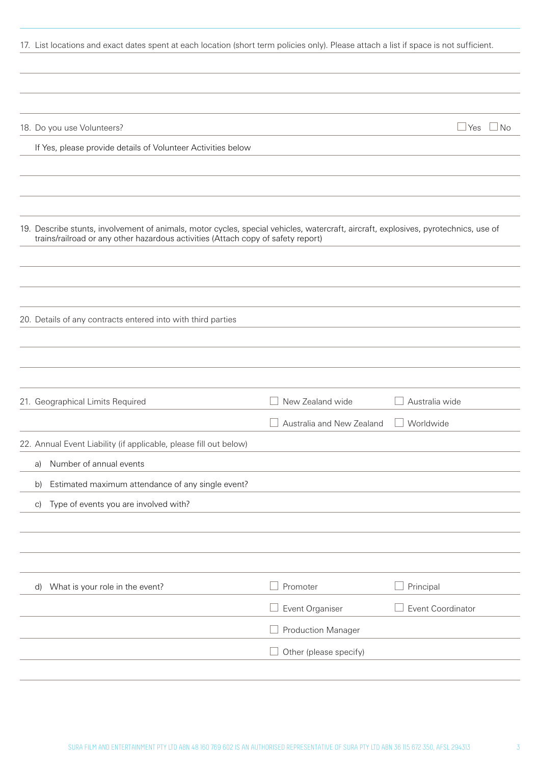17. List locations and exact dates spent at each location (short term policies only). Please attach a list if space is not sufficient.

18. Do you use Volunteers? ☐ Yes ☐ No

If Yes, please provide details of Volunteer Activities below

19. Describe stunts, involvement of animals, motor cycles, special vehicles, watercraft, aircraft, explosives, pyrotechnics, use of trains/railroad or any other hazardous activities (Attach copy of safety report)

20. Details of any contracts entered into with third parties

21. Geographical Limits Required

☐ New Zealand wide ☐ Australia wide

☐ Australia and New Zealand ☐ Worldwide

22. Annual Event Liability (if applicable, please fill out below)

a) Number of annual events

b) Estimated maximum attendance of any single event?

c) Type of events you are involved with?

d) What is your role in the event?

☐ Promoter ☐ Principal

☐ Event Organiser ☐ Event Coordinator

☐ Production Manager

☐ Other (please specify)

SURA FILM AND ENTERTAINMENT PTY LTD ABN 48 160 769 602 IS AN AUTHORISED REPRESENTATIVE OF SURA PTY LTD ABN 36 115 672 350, AFSL 294313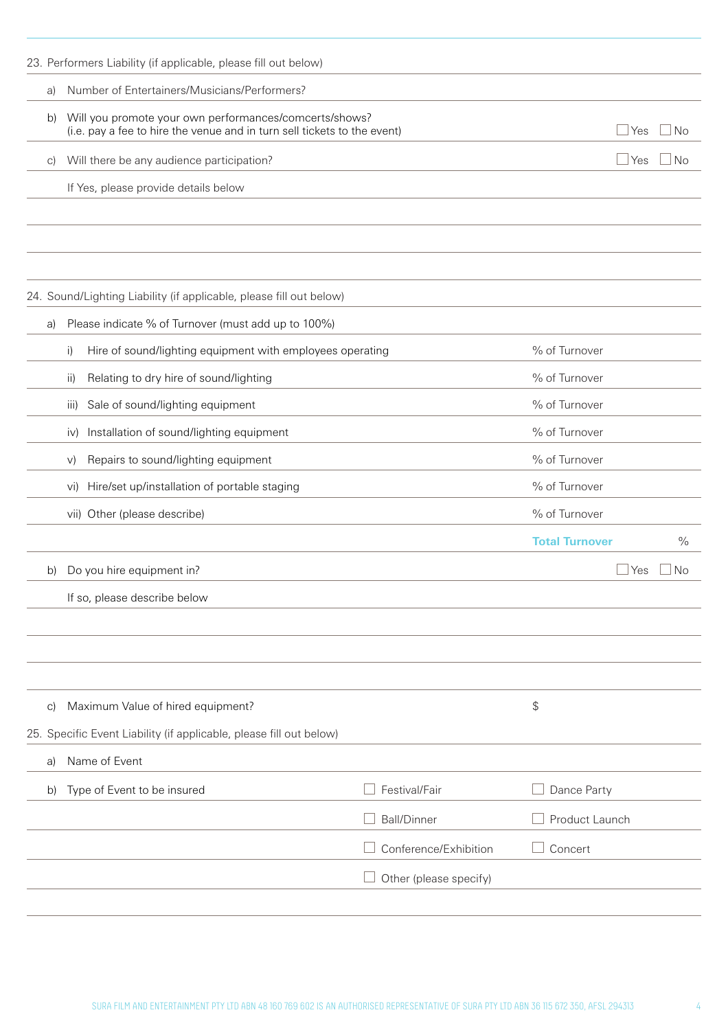23. Performers Liability (if applicable, please fill out below)

a) Number of Entertainers/Musicians/Performers?

b) Will you promote your own performances/comcerts/shows?
(i.e. pay a fee to hire the venue and in turn sell tickets to the event) ☐ Yes ☐ No

c) Will there be any audience participation? ☐ Yes ☐ No

If Yes, please provide details below

24. Sound/Lighting Liability (if applicable, please fill out below)

a) Please indicate % of Turnover (must add up to 100%)

| | |
|---|---|
| i) Hire of sound/lighting equipment with employees operating | % of Turnover |
| ii) Relating to dry hire of sound/lighting | % of Turnover |
| iii) Sale of sound/lighting equipment | % of Turnover |
| iv) Installation of sound/lighting equipment | % of Turnover |
| v) Repairs to sound/lighting equipment | % of Turnover |
| vi) Hire/set up/installation of portable staging | % of Turnover |
| vii) Other (please describe) | % of Turnover |
| | **Total Turnover** % |

b) Do you hire equipment in? ☐ Yes ☐ No

If so, please describe below

c) Maximum Value of hired equipment? $

25. Specific Event Liability (if applicable, please fill out below)

a) Name of Event

b) Type of Event to be insured

| | |
|---|---|
| ☐ Festival/Fair | ☐ Dance Party |
| ☐ Ball/Dinner | ☐ Product Launch |
| ☐ Conference/Exhibition | ☐ Concert |
| ☐ Other (please specify) | |

SURA FILM AND ENTERTAINMENT PTY LTD ABN 48 160 769 602 IS AN AUTHORISED REPRESENTATIVE OF SURA PTY LTD ABN 36 115 672 350, AFSL 294313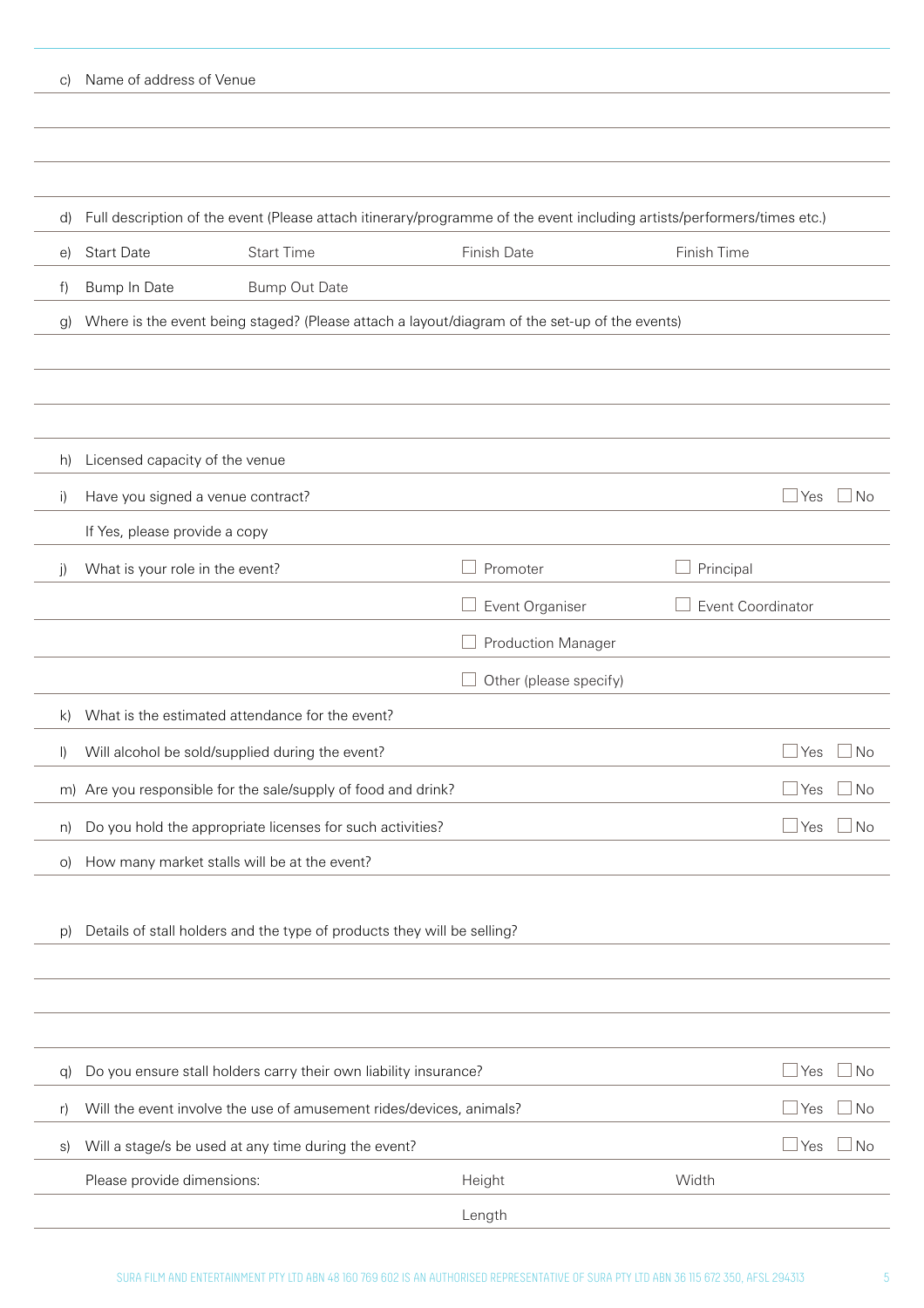c) Name of address of Venue

d) Full description of the event (Please attach itinerary/programme of the event including artists/performers/times etc.)

e) Start Date &nbsp;&nbsp;&nbsp; Start Time &nbsp;&nbsp;&nbsp; Finish Date &nbsp;&nbsp;&nbsp; Finish Time

f) Bump In Date &nbsp;&nbsp;&nbsp; Bump Out Date

g) Where is the event being staged? (Please attach a layout/diagram of the set-up of the events)

h) Licensed capacity of the venue

i) Have you signed a venue contract? ☐ Yes ☐ No

If Yes, please provide a copy

j) What is your role in the event?

- ☐ Promoter
- ☐ Principal
- ☐ Event Organiser
- ☐ Event Coordinator
- ☐ Production Manager
- ☐ Other (please specify)

k) What is the estimated attendance for the event?

l) Will alcohol be sold/supplied during the event? ☐ Yes ☐ No

m) Are you responsible for the sale/supply of food and drink? ☐ Yes ☐ No

n) Do you hold the appropriate licenses for such activities? ☐ Yes ☐ No

o) How many market stalls will be at the event?

p) Details of stall holders and the type of products they will be selling?

q) Do you ensure stall holders carry their own liability insurance? ☐ Yes ☐ No

r) Will the event involve the use of amusement rides/devices, animals? ☐ Yes ☐ No

s) Will a stage/s be used at any time during the event? ☐ Yes ☐ No

Please provide dimensions: &nbsp;&nbsp;&nbsp; Height &nbsp;&nbsp;&nbsp; Width

Length

SURA FILM AND ENTERTAINMENT PTY LTD ABN 48 160 769 602 IS AN AUTHORISED REPRESENTATIVE OF SURA PTY LTD ABN 36 115 672 350, AFSL 294313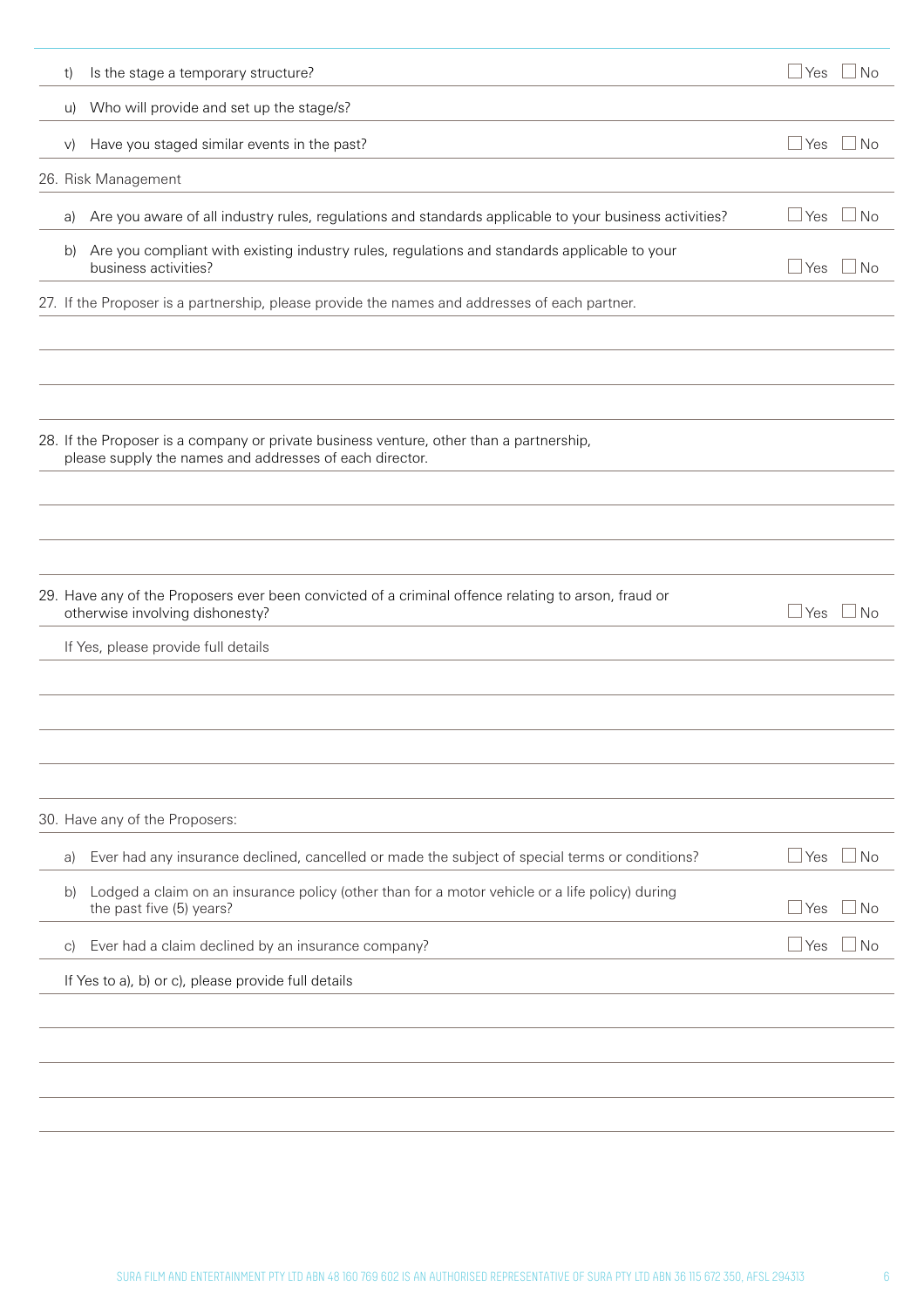t) Is the stage a temporary structure? ☐ Yes ☐ No

u) Who will provide and set up the stage/s?

v) Have you staged similar events in the past? ☐ Yes ☐ No

26. Risk Management

a) Are you aware of all industry rules, regulations and standards applicable to your business activities? ☐ Yes ☐ No

b) Are you compliant with existing industry rules, regulations and standards applicable to your business activities? ☐ Yes ☐ No

27. If the Proposer is a partnership, please provide the names and addresses of each partner.

28. If the Proposer is a company or private business venture, other than a partnership, please supply the names and addresses of each director.

29. Have any of the Proposers ever been convicted of a criminal offence relating to arson, fraud or otherwise involving dishonesty? ☐ Yes ☐ No

If Yes, please provide full details

30. Have any of the Proposers:

a) Ever had any insurance declined, cancelled or made the subject of special terms or conditions? ☐ Yes ☐ No

b) Lodged a claim on an insurance policy (other than for a motor vehicle or a life policy) during the past five (5) years? ☐ Yes ☐ No

c) Ever had a claim declined by an insurance company? ☐ Yes ☐ No

If Yes to a), b) or c), please provide full details

SURA FILM AND ENTERTAINMENT PTY LTD ABN 48 160 769 602 IS AN AUTHORISED REPRESENTATIVE OF SURA PTY LTD ABN 36 115 672 350, AFSL 294313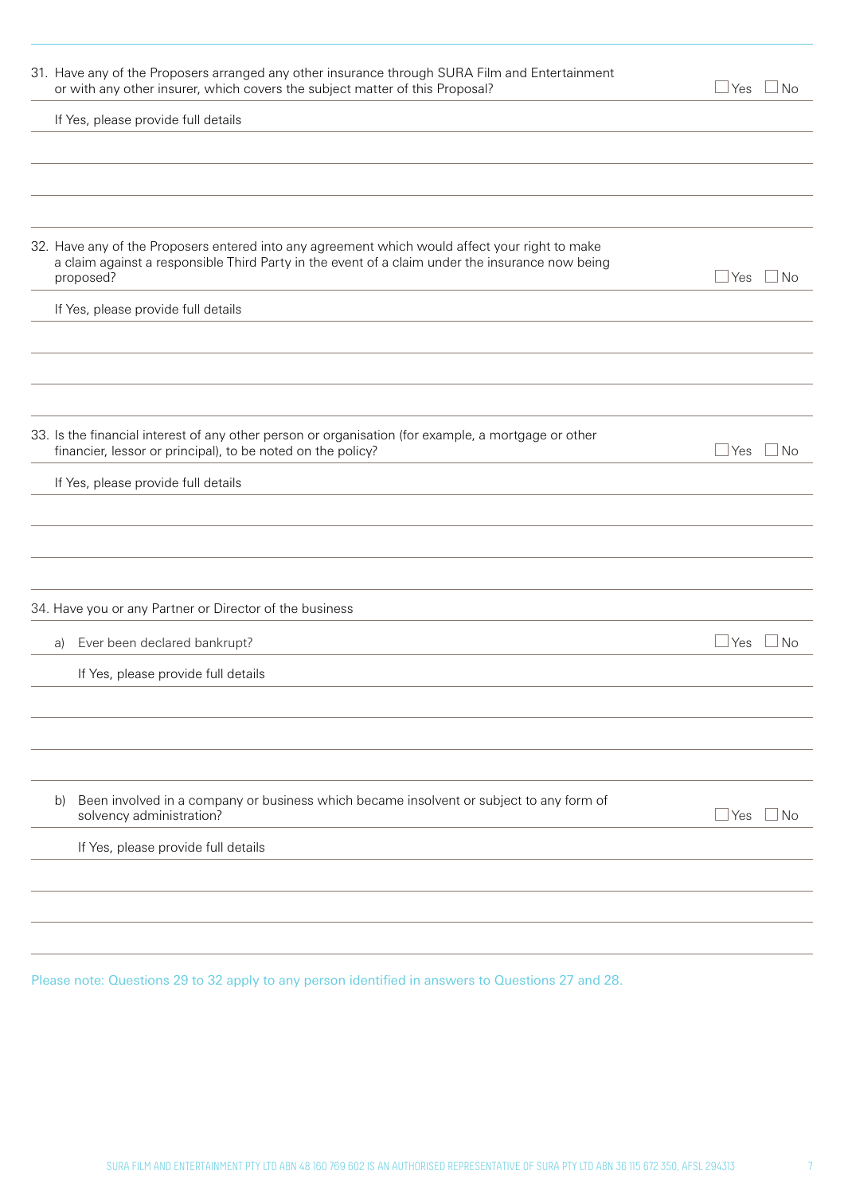31. Have any of the Proposers arranged any other insurance through SURA Film and Entertainment or with any other insurer, which covers the subject matter of this Proposal? ☐ Yes ☐ No

    If Yes, please provide full details

32. Have any of the Proposers entered into any agreement which would affect your right to make a claim against a responsible Third Party in the event of a claim under the insurance now being proposed? ☐ Yes ☐ No

    If Yes, please provide full details

33. Is the financial interest of any other person or organisation (for example, a mortgage or other financier, lessor or principal), to be noted on the policy? ☐ Yes ☐ No

    If Yes, please provide full details

34. Have you or any Partner or Director of the business

    a) Ever been declared bankrupt? ☐ Yes ☐ No

       If Yes, please provide full details

    b) Been involved in a company or business which became insolvent or subject to any form of solvency administration? ☐ Yes ☐ No

       If Yes, please provide full details

Please note: Questions 29 to 32 apply to any person identified in answers to Questions 27 and 28.

SURA FILM AND ENTERTAINMENT PTY LTD ABN 48 160 769 602 IS AN AUTHORISED REPRESENTATIVE OF SURA PTY LTD ABN 36 115 672 350, AFSL 294313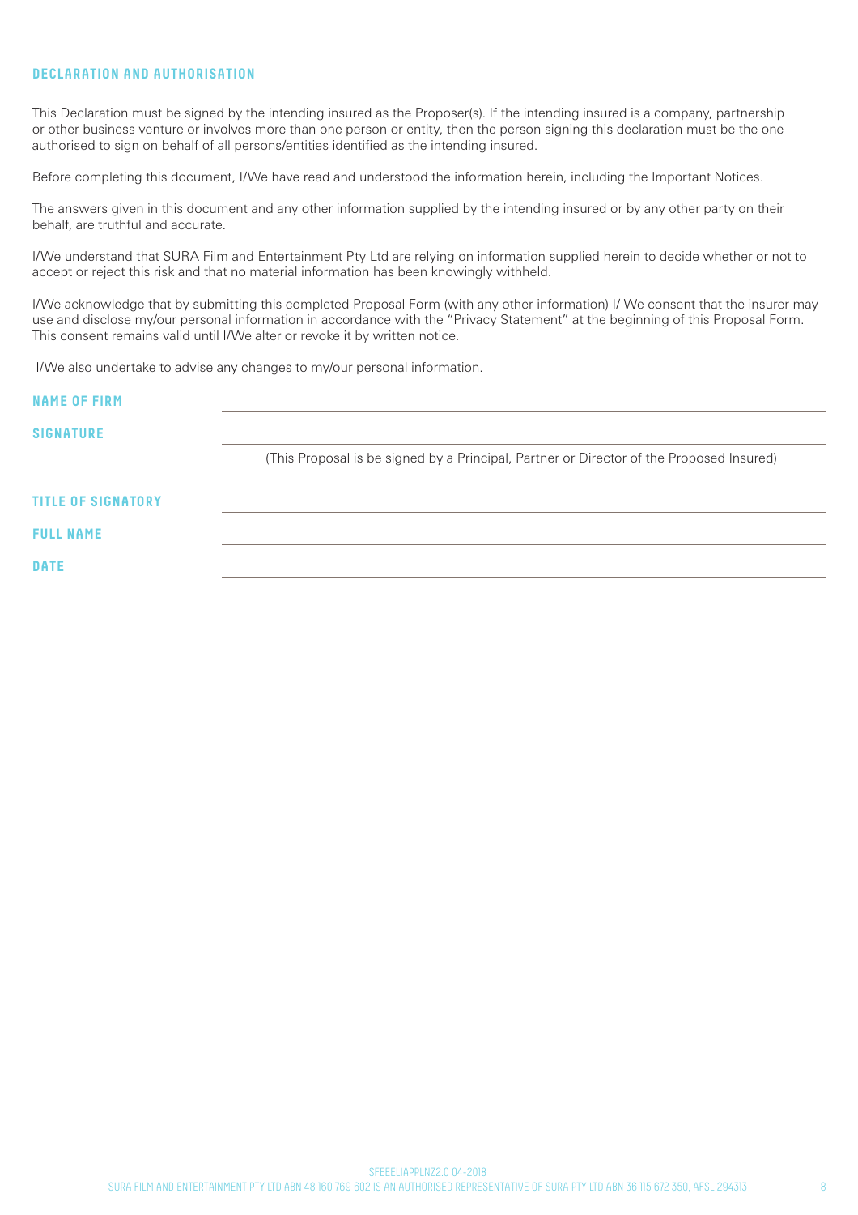## DECLARATION AND AUTHORISATION

This Declaration must be signed by the intending insured as the Proposer(s). If the intending insured is a company, partnership or other business venture or involves more than one person or entity, then the person signing this declaration must be the one authorised to sign on behalf of all persons/entities identified as the intending insured.

Before completing this document, I/We have read and understood the information herein, including the Important Notices.

The answers given in this document and any other information supplied by the intending insured or by any other party on their behalf, are truthful and accurate.

I/We understand that SURA Film and Entertainment Pty Ltd are relying on information supplied herein to decide whether or not to accept or reject this risk and that no material information has been knowingly withheld.

I/We acknowledge that by submitting this completed Proposal Form (with any other information) I/ We consent that the insurer may use and disclose my/our personal information in accordance with the "Privacy Statement" at the beginning of this Proposal Form. This consent remains valid until I/We alter or revoke it by written notice.

I/We also undertake to advise any changes to my/our personal information.

**NAME OF FIRM** \_\_\_\_\_\_\_\_\_\_\_\_\_\_\_\_\_\_\_\_\_\_\_\_\_\_\_\_\_\_\_\_\_\_\_\_\_\_\_\_

**SIGNATURE** \_\_\_\_\_\_\_\_\_\_\_\_\_\_\_\_\_\_\_\_\_\_\_\_\_\_\_\_\_\_\_\_\_\_\_\_\_\_\_\_

(This Proposal is be signed by a Principal, Partner or Director of the Proposed Insured)

**TITLE OF SIGNATORY** \_\_\_\_\_\_\_\_\_\_\_\_\_\_\_\_\_\_\_\_\_\_\_\_\_\_\_\_\_\_\_\_\_\_\_\_\_\_\_\_

**FULL NAME** \_\_\_\_\_\_\_\_\_\_\_\_\_\_\_\_\_\_\_\_\_\_\_\_\_\_\_\_\_\_\_\_\_\_\_\_\_\_\_\_

**DATE** \_\_\_\_\_\_\_\_\_\_\_\_\_\_\_\_\_\_\_\_\_\_\_\_\_\_\_\_\_\_\_\_\_\_\_\_\_\_\_\_

SFEEELIAPPLNZ2.0 04-2018

SURA FILM AND ENTERTAINMENT PTY LTD ABN 48 160 769 602 IS AN AUTHORISED REPRESENTATIVE OF SURA PTY LTD ABN 36 115 672 350, AFSL 294313